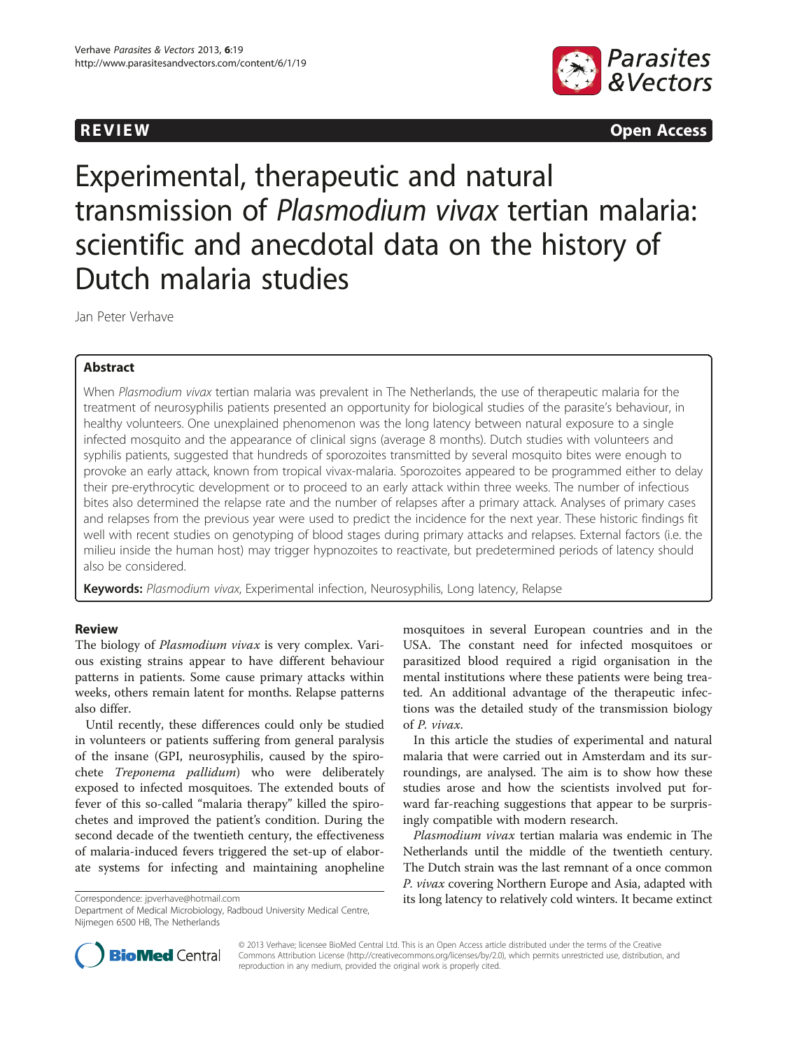REVIEW Open Access

# Experimental, therapeutic and natural transmission of *Plasmodium vivax* tertian malaria: scientific and anecdotal data on the history of Dutch malaria studies

Jan Peter Verhave

## Abstract

When *Plasmodium vivax* tertian malaria was prevalent in The Netherlands, the use of therapeutic malaria for the treatment of neurosyphilis patients presented an opportunity for biological studies of the parasite's behaviour, in healthy volunteers. One unexplained phenomenon was the long latency between natural exposure to a single infected mosquito and the appearance of clinical signs (average 8 months). Dutch studies with volunteers and syphilis patients, suggested that hundreds of sporozoites transmitted by several mosquito bites were enough to provoke an early attack, known from tropical vivax-malaria. Sporozoites appeared to be programmed either to delay their pre-erythrocytic development or to proceed to an early attack within three weeks. The number of infectious bites also determined the relapse rate and the number of relapses after a primary attack. Analyses of primary cases and relapses from the previous year were used to predict the incidence for the next year. These historic findings fit well with recent studies on genotyping of blood stages during primary attacks and relapses. External factors (i.e. the milieu inside the human host) may trigger hypnozoites to reactivate, but predetermined periods of latency should also be considered.

**Keywords:** *Plasmodium vivax*, Experimental infection, Neurosyphilis, Long latency, Relapse

## Review

The biology of *Plasmodium vivax* is very complex. Various existing strains appear to have different behaviour patterns in patients. Some cause primary attacks within weeks, others remain latent for months. Relapse patterns also differ.

Until recently, these differences could only be studied in volunteers or patients suffering from general paralysis of the insane (GPI, neurosyphilis, caused by the spirochete *Treponema pallidum*) who were deliberately exposed to infected mosquitoes. The extended bouts of fever of this so-called "malaria therapy" killed the spirochetes and improved the patient's condition. During the second decade of the twentieth century, the effectiveness of malaria-induced fevers triggered the set-up of elaborate systems for infecting and maintaining anopheline mosquitoes in several European countries and in the USA. The constant need for infected mosquitoes or parasitized blood required a rigid organisation in the mental institutions where these patients were being treated. An additional advantage of the therapeutic infections was the detailed study of the transmission biology of *P. vivax*.

In this article the studies of experimental and natural malaria that were carried out in Amsterdam and its surroundings, are analysed. The aim is to show how these studies arose and how the scientists involved put forward far-reaching suggestions that appear to be surprisingly compatible with modern research.

*Plasmodium vivax* tertian malaria was endemic in The Netherlands until the middle of the twentieth century. The Dutch strain was the last remnant of a once common *P. vivax* covering Northern Europe and Asia, adapted with its long latency to relatively cold winters. It became extinct

Correspondence: jpverhave@hotmail.com
Department of Medical Microbiology, Radboud University Medical Centre, Nijmegen 6500 HB, The Netherlands

© 2013 Verhave; licensee BioMed Central Ltd. This is an Open Access article distributed under the terms of the Creative Commons Attribution License (http://creativecommons.org/licenses/by/2.0), which permits unrestricted use, distribution, and reproduction in any medium, provided the original work is properly cited.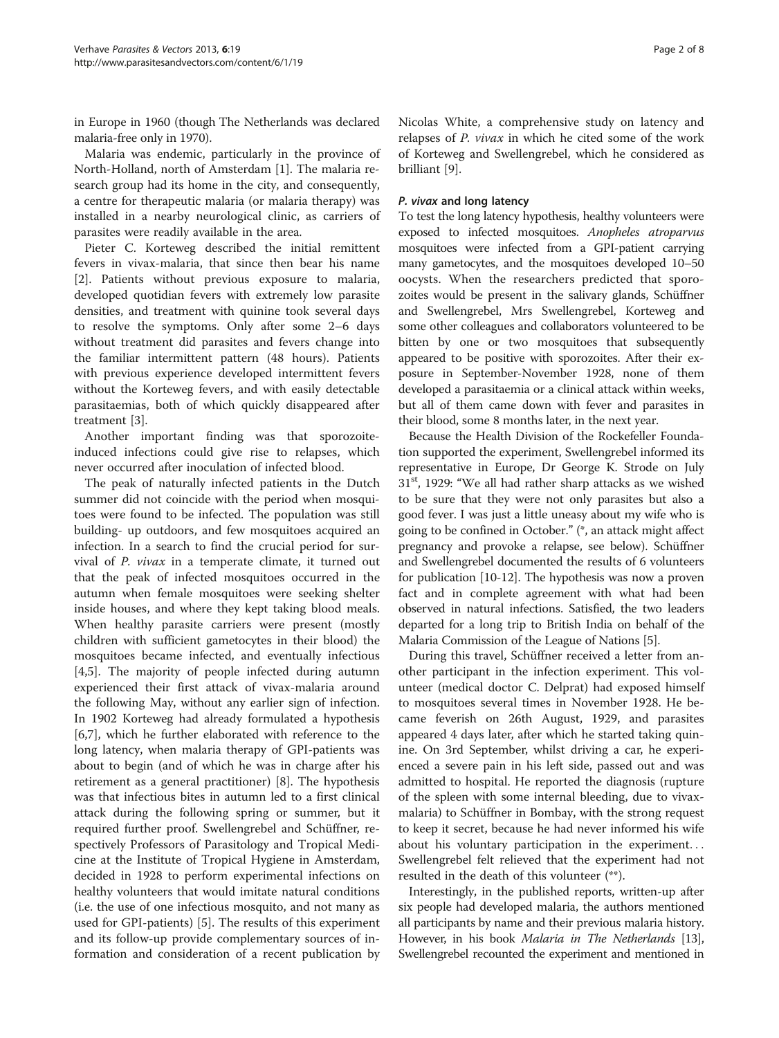in Europe in 1960 (though The Netherlands was declared malaria-free only in 1970).

Malaria was endemic, particularly in the province of North-Holland, north of Amsterdam [1]. The malaria research group had its home in the city, and consequently, a centre for therapeutic malaria (or malaria therapy) was installed in a nearby neurological clinic, as carriers of parasites were readily available in the area.

Pieter C. Korteweg described the initial remittent fevers in vivax-malaria, that since then bear his name [2]. Patients without previous exposure to malaria, developed quotidian fevers with extremely low parasite densities, and treatment with quinine took several days to resolve the symptoms. Only after some 2–6 days without treatment did parasites and fevers change into the familiar intermittent pattern (48 hours). Patients with previous experience developed intermittent fevers without the Korteweg fevers, and with easily detectable parasitaemias, both of which quickly disappeared after treatment [3].

Another important finding was that sporozoite-induced infections could give rise to relapses, which never occurred after inoculation of infected blood.

The peak of naturally infected patients in the Dutch summer did not coincide with the period when mosquitoes were found to be infected. The population was still building- up outdoors, and few mosquitoes acquired an infection. In a search to find the crucial period for survival of *P. vivax* in a temperate climate, it turned out that the peak of infected mosquitoes occurred in the autumn when female mosquitoes were seeking shelter inside houses, and where they kept taking blood meals. When healthy parasite carriers were present (mostly children with sufficient gametocytes in their blood) the mosquitoes became infected, and eventually infectious [4,5]. The majority of people infected during autumn experienced their first attack of vivax-malaria around the following May, without any earlier sign of infection. In 1902 Korteweg had already formulated a hypothesis [6,7], which he further elaborated with reference to the long latency, when malaria therapy of GPI-patients was about to begin (and of which he was in charge after his retirement as a general practitioner) [8]. The hypothesis was that infectious bites in autumn led to a first clinical attack during the following spring or summer, but it required further proof. Swellengrebel and Schüffner, respectively Professors of Parasitology and Tropical Medicine at the Institute of Tropical Hygiene in Amsterdam, decided in 1928 to perform experimental infections on healthy volunteers that would imitate natural conditions (i.e. the use of one infectious mosquito, and not many as used for GPI-patients) [5]. The results of this experiment and its follow-up provide complementary sources of information and consideration of a recent publication by Nicolas White, a comprehensive study on latency and relapses of *P. vivax* in which he cited some of the work of Korteweg and Swellengrebel, which he considered as brilliant [9].

### *P. vivax* and long latency

To test the long latency hypothesis, healthy volunteers were exposed to infected mosquitoes. *Anopheles atroparvus* mosquitoes were infected from a GPI-patient carrying many gametocytes, and the mosquitoes developed 10–50 oocysts. When the researchers predicted that sporozoites would be present in the salivary glands, Schüffner and Swellengrebel, Mrs Swellengrebel, Korteweg and some other colleagues and collaborators volunteered to be bitten by one or two mosquitoes that subsequently appeared to be positive with sporozoites. After their exposure in September-November 1928, none of them developed a parasitaemia or a clinical attack within weeks, but all of them came down with fever and parasites in their blood, some 8 months later, in the next year.

Because the Health Division of the Rockefeller Foundation supported the experiment, Swellengrebel informed its representative in Europe, Dr George K. Strode on July 31st, 1929: "We all had rather sharp attacks as we wished to be sure that they were not only parasites but also a good fever. I was just a little uneasy about my wife who is going to be confined in October." (*, an attack might affect pregnancy and provoke a relapse, see below). Schüffner and Swellengrebel documented the results of 6 volunteers for publication [10-12]. The hypothesis was now a proven fact and in complete agreement with what had been observed in natural infections. Satisfied, the two leaders departed for a long trip to British India on behalf of the Malaria Commission of the League of Nations [5].

During this travel, Schüffner received a letter from another participant in the infection experiment. This volunteer (medical doctor C. Delprat) had exposed himself to mosquitoes several times in November 1928. He became feverish on 26th August, 1929, and parasites appeared 4 days later, after which he started taking quinine. On 3rd September, whilst driving a car, he experienced a severe pain in his left side, passed out and was admitted to hospital. He reported the diagnosis (rupture of the spleen with some internal bleeding, due to vivax-malaria) to Schüffner in Bombay, with the strong request to keep it secret, because he had never informed his wife about his voluntary participation in the experiment… Swellengrebel felt relieved that the experiment had not resulted in the death of this volunteer (**).

Interestingly, in the published reports, written-up after six people had developed malaria, the authors mentioned all participants by name and their previous malaria history. However, in his book *Malaria in The Netherlands* [13], Swellengrebel recounted the experiment and mentioned in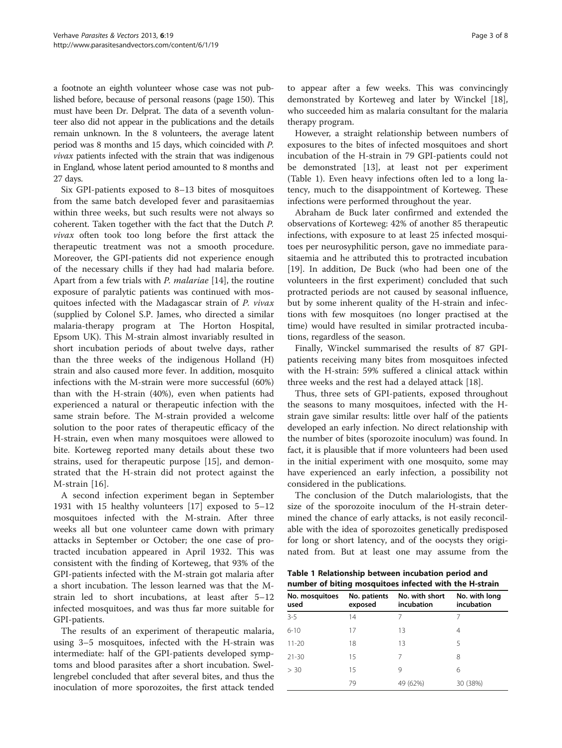a footnote an eighth volunteer whose case was not published before, because of personal reasons (page 150). This must have been Dr. Delprat. The data of a seventh volunteer also did not appear in the publications and the details remain unknown. In the 8 volunteers, the average latent period was 8 months and 15 days, which coincided with *P. vivax* patients infected with the strain that was indigenous in England, whose latent period amounted to 8 months and 27 days.

Six GPI-patients exposed to 8–13 bites of mosquitoes from the same batch developed fever and parasitaemias within three weeks, but such results were not always so coherent. Taken together with the fact that the Dutch *P. vivax* often took too long before the first attack the therapeutic treatment was not a smooth procedure. Moreover, the GPI-patients did not experience enough of the necessary chills if they had had malaria before. Apart from a few trials with *P. malariae* [14], the routine exposure of paralytic patients was continued with mosquitoes infected with the Madagascar strain of *P. vivax* (supplied by Colonel S.P. James, who directed a similar malaria-therapy program at The Horton Hospital, Epsom UK). This M-strain almost invariably resulted in short incubation periods of about twelve days, rather than the three weeks of the indigenous Holland (H) strain and also caused more fever. In addition, mosquito infections with the M-strain were more successful (60%) than with the H-strain (40%), even when patients had experienced a natural or therapeutic infection with the same strain before. The M-strain provided a welcome solution to the poor rates of therapeutic efficacy of the H-strain, even when many mosquitoes were allowed to bite. Korteweg reported many details about these two strains, used for therapeutic purpose [15], and demonstrated that the H-strain did not protect against the M-strain [16].

A second infection experiment began in September 1931 with 15 healthy volunteers [17] exposed to 5–12 mosquitoes infected with the M-strain. After three weeks all but one volunteer came down with primary attacks in September or October; the one case of protracted incubation appeared in April 1932. This was consistent with the finding of Korteweg, that 93% of the GPI-patients infected with the M-strain got malaria after a short incubation. The lesson learned was that the M-strain led to short incubations, at least after 5–12 infected mosquitoes, and was thus far more suitable for GPI-patients.

The results of an experiment of therapeutic malaria, using 3–5 mosquitoes, infected with the H-strain was intermediate: half of the GPI-patients developed symptoms and blood parasites after a short incubation. Swellengrebel concluded that after several bites, and thus the inoculation of more sporozoites, the first attack tended to appear after a few weeks. This was convincingly demonstrated by Korteweg and later by Winckel [18], who succeeded him as malaria consultant for the malaria therapy program.

However, a straight relationship between numbers of exposures to the bites of infected mosquitoes and short incubation of the H-strain in 79 GPI-patients could not be demonstrated [13], at least not per experiment (Table 1). Even heavy infections often led to a long latency, much to the disappointment of Korteweg. These infections were performed throughout the year.

Abraham de Buck later confirmed and extended the observations of Korteweg: 42% of another 85 therapeutic infections, with exposure to at least 25 infected mosquitoes per neurosyphilitic person, gave no immediate parasitaemia and he attributed this to protracted incubation [19]. In addition, De Buck (who had been one of the volunteers in the first experiment) concluded that such protracted periods are not caused by seasonal influence, but by some inherent quality of the H-strain and infections with few mosquitoes (no longer practised at the time) would have resulted in similar protracted incubations, regardless of the season.

Finally, Winckel summarised the results of 87 GPI-patients receiving many bites from mosquitoes infected with the H-strain: 59% suffered a clinical attack within three weeks and the rest had a delayed attack [18].

Thus, three sets of GPI-patients, exposed throughout the seasons to many mosquitoes, infected with the H-strain gave similar results: little over half of the patients developed an early infection. No direct relationship with the number of bites (sporozoite inoculum) was found. In fact, it is plausible that if more volunteers had been used in the initial experiment with one mosquito, some may have experienced an early infection, a possibility not considered in the publications.

The conclusion of the Dutch malariologists, that the size of the sporozoite inoculum of the H-strain determined the chance of early attacks, is not easily reconcilable with the idea of sporozoites genetically predisposed for long or short latency, and of the oocysts they originated from. But at least one may assume from the

**Table 1 Relationship between incubation period and number of biting mosquitoes infected with the H-strain**

| No. mosquitoes used | No. patients exposed | No. with short incubation | No. with long incubation |
|---|---|---|---|
| 3-5 | 14 | 7 | 7 |
| 6-10 | 17 | 13 | 4 |
| 11-20 | 18 | 13 | 5 |
| 21-30 | 15 | 7 | 8 |
| > 30 | 15 | 9 | 6 |
| | 79 | 49 (62%) | 30 (38%) |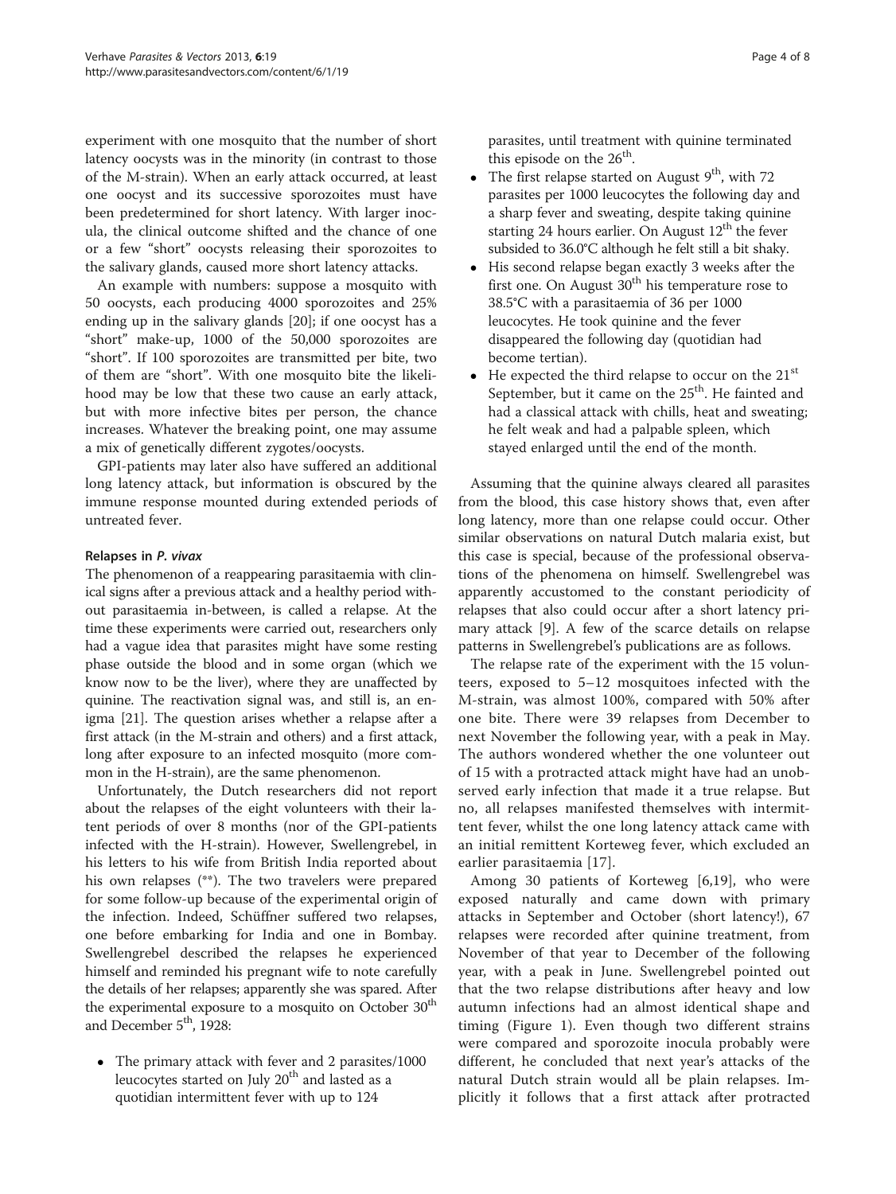experiment with one mosquito that the number of short latency oocysts was in the minority (in contrast to those of the M-strain). When an early attack occurred, at least one oocyst and its successive sporozoites must have been predetermined for short latency. With larger inocula, the clinical outcome shifted and the chance of one or a few "short" oocysts releasing their sporozoites to the salivary glands, caused more short latency attacks.

An example with numbers: suppose a mosquito with 50 oocysts, each producing 4000 sporozoites and 25% ending up in the salivary glands [20]; if one oocyst has a "short" make-up, 1000 of the 50,000 sporozoites are "short". If 100 sporozoites are transmitted per bite, two of them are "short". With one mosquito bite the likelihood may be low that these two cause an early attack, but with more infective bites per person, the chance increases. Whatever the breaking point, one may assume a mix of genetically different zygotes/oocysts.

GPI-patients may later also have suffered an additional long latency attack, but information is obscured by the immune response mounted during extended periods of untreated fever.

### Relapses in *P. vivax*

The phenomenon of a reappearing parasitaemia with clinical signs after a previous attack and a healthy period without parasitaemia in-between, is called a relapse. At the time these experiments were carried out, researchers only had a vague idea that parasites might have some resting phase outside the blood and in some organ (which we know now to be the liver), where they are unaffected by quinine. The reactivation signal was, and still is, an enigma [21]. The question arises whether a relapse after a first attack (in the M-strain and others) and a first attack, long after exposure to an infected mosquito (more common in the H-strain), are the same phenomenon.

Unfortunately, the Dutch researchers did not report about the relapses of the eight volunteers with their latent periods of over 8 months (nor of the GPI-patients infected with the H-strain). However, Swellengrebel, in his letters to his wife from British India reported about his own relapses (**). The two travelers were prepared for some follow-up because of the experimental origin of the infection. Indeed, Schüffner suffered two relapses, one before embarking for India and one in Bombay. Swellengrebel described the relapses he experienced himself and reminded his pregnant wife to note carefully the details of her relapses; apparently she was spared. After the experimental exposure to a mosquito on October 30th and December 5th, 1928:

- The primary attack with fever and 2 parasites/1000 leucocytes started on July 20th and lasted as a quotidian intermittent fever with up to 124 parasites, until treatment with quinine terminated this episode on the 26th.
- The first relapse started on August 9th, with 72 parasites per 1000 leucocytes the following day and a sharp fever and sweating, despite taking quinine starting 24 hours earlier. On August 12th the fever subsided to 36.0°C although he felt still a bit shaky.
- His second relapse began exactly 3 weeks after the first one. On August 30th his temperature rose to 38.5°C with a parasitaemia of 36 per 1000 leucocytes. He took quinine and the fever disappeared the following day (quotidian had become tertian).
- He expected the third relapse to occur on the 21st September, but it came on the 25th. He fainted and had a classical attack with chills, heat and sweating; he felt weak and had a palpable spleen, which stayed enlarged until the end of the month.

Assuming that the quinine always cleared all parasites from the blood, this case history shows that, even after long latency, more than one relapse could occur. Other similar observations on natural Dutch malaria exist, but this case is special, because of the professional observations of the phenomena on himself. Swellengrebel was apparently accustomed to the constant periodicity of relapses that also could occur after a short latency primary attack [9]. A few of the scarce details on relapse patterns in Swellengrebel's publications are as follows.

The relapse rate of the experiment with the 15 volunteers, exposed to 5–12 mosquitoes infected with the M-strain, was almost 100%, compared with 50% after one bite. There were 39 relapses from December to next November the following year, with a peak in May. The authors wondered whether the one volunteer out of 15 with a protracted attack might have had an unobserved early infection that made it a true relapse. But no, all relapses manifested themselves with intermittent fever, whilst the one long latency attack came with an initial remittent Korteweg fever, which excluded an earlier parasitaemia [17].

Among 30 patients of Korteweg [6,19], who were exposed naturally and came down with primary attacks in September and October (short latency!), 67 relapses were recorded after quinine treatment, from November of that year to December of the following year, with a peak in June. Swellengrebel pointed out that the two relapse distributions after heavy and low autumn infections had an almost identical shape and timing (Figure 1). Even though two different strains were compared and sporozoite inocula probably were different, he concluded that next year's attacks of the natural Dutch strain would all be plain relapses. Implicitly it follows that a first attack after protracted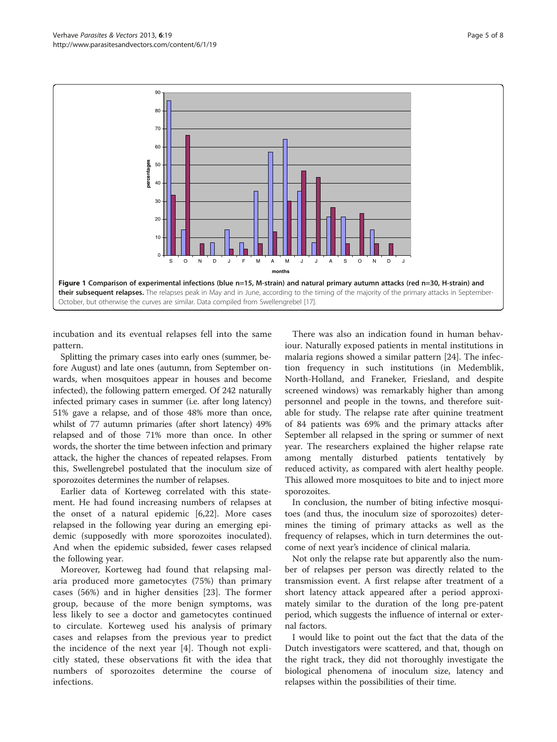90

80

70

60

50

40

30

20

10

0

percentages

S O N D J F M A M J J A S O N D J

months

**Figure 1 Comparison of experimental infections (blue n=15, M-strain) and natural primary autumn attacks (red n=30, H-strain) and their subsequent relapses.** The relapses peak in May and in June, according to the timing of the majority of the primary attacks in September-October, but otherwise the curves are similar. Data compiled from Swellengrebel [17].

incubation and its eventual relapses fell into the same pattern.

Splitting the primary cases into early ones (summer, before August) and late ones (autumn, from September onwards, when mosquitoes appear in houses and become infected), the following pattern emerged. Of 242 naturally infected primary cases in summer (i.e. after long latency) 51% gave a relapse, and of those 48% more than once, whilst of 77 autumn primaries (after short latency) 49% relapsed and of those 71% more than once. In other words, the shorter the time between infection and primary attack, the higher the chances of repeated relapses. From this, Swellengrebel postulated that the inoculum size of sporozoites determines the number of relapses.

Earlier data of Korteweg correlated with this statement. He had found increasing numbers of relapses at the onset of a natural epidemic [6,22]. More cases relapsed in the following year during an emerging epidemic (supposedly with more sporozoites inoculated). And when the epidemic subsided, fewer cases relapsed the following year.

Moreover, Korteweg had found that relapsing malaria produced more gametocytes (75%) than primary cases (56%) and in higher densities [23]. The former group, because of the more benign symptoms, was less likely to see a doctor and gametocytes continued to circulate. Korteweg used his analysis of primary cases and relapses from the previous year to predict the incidence of the next year [4]. Though not explicitly stated, these observations fit with the idea that numbers of sporozoites determine the course of infections.

There was also an indication found in human behaviour. Naturally exposed patients in mental institutions in malaria regions showed a similar pattern [24]. The infection frequency in such institutions (in Medemblik, North-Holland, and Franeker, Friesland, and despite screened windows) was remarkably higher than among personnel and people in the towns, and therefore suitable for study. The relapse rate after quinine treatment of 84 patients was 69% and the primary attacks after September all relapsed in the spring or summer of next year. The researchers explained the higher relapse rate among mentally disturbed patients tentatively by reduced activity, as compared with alert healthy people. This allowed more mosquitoes to bite and to inject more sporozoites.

In conclusion, the number of biting infective mosquitoes (and thus, the inoculum size of sporozoites) determines the timing of primary attacks as well as the frequency of relapses, which in turn determines the outcome of next year's incidence of clinical malaria.

Not only the relapse rate but apparently also the number of relapses per person was directly related to the transmission event. A first relapse after treatment of a short latency attack appeared after a period approximately similar to the duration of the long pre-patent period, which suggests the influence of internal or external factors.

I would like to point out the fact that the data of the Dutch investigators were scattered, and that, though on the right track, they did not thoroughly investigate the biological phenomena of inoculum size, latency and relapses within the possibilities of their time.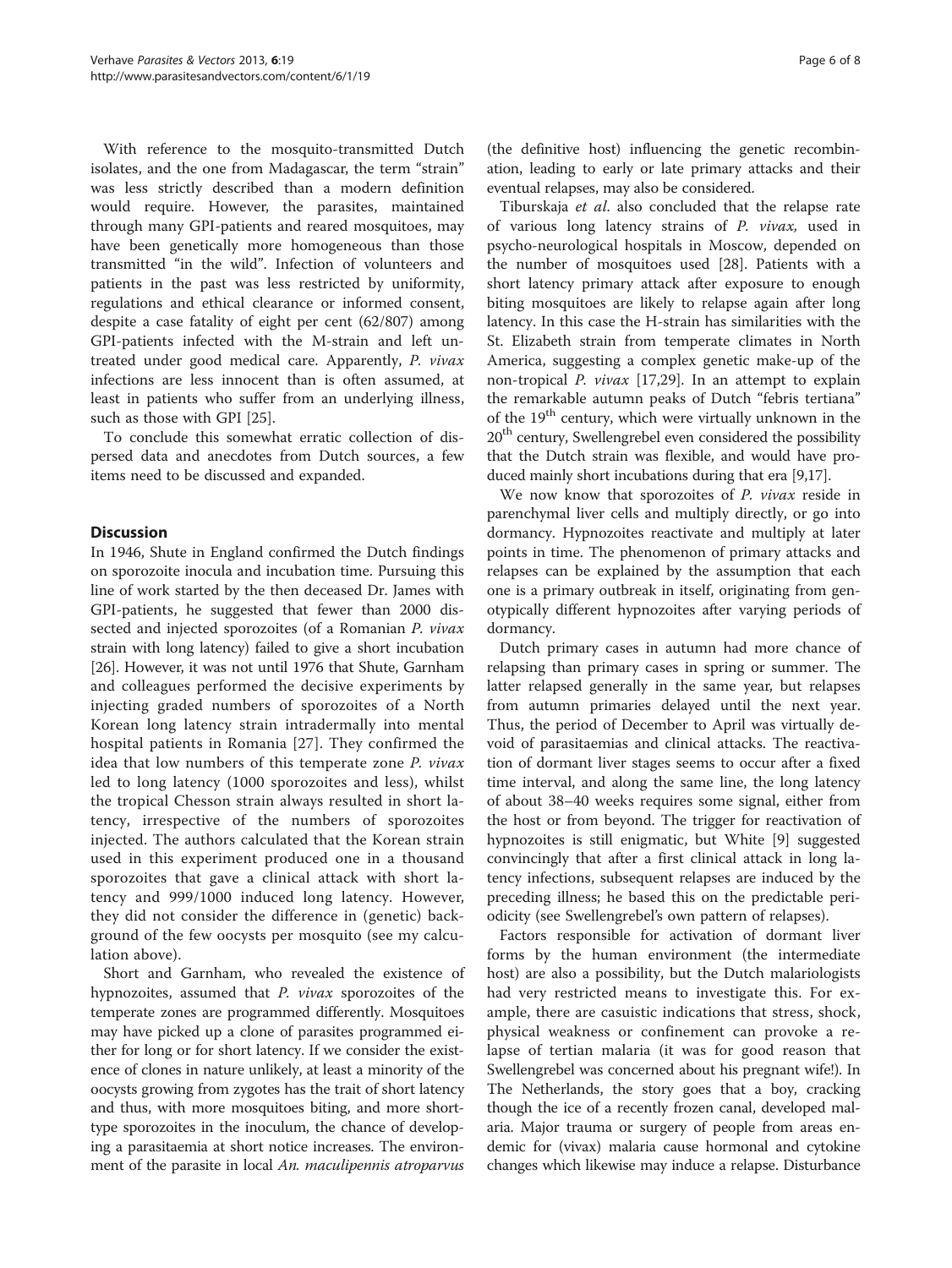With reference to the mosquito-transmitted Dutch isolates, and the one from Madagascar, the term "strain" was less strictly described than a modern definition would require. However, the parasites, maintained through many GPI-patients and reared mosquitoes, may have been genetically more homogeneous than those transmitted "in the wild". Infection of volunteers and patients in the past was less restricted by uniformity, regulations and ethical clearance or informed consent, despite a case fatality of eight per cent (62/807) among GPI-patients infected with the M-strain and left untreated under good medical care. Apparently, *P. vivax* infections are less innocent than is often assumed, at least in patients who suffer from an underlying illness, such as those with GPI [25].

To conclude this somewhat erratic collection of dispersed data and anecdotes from Dutch sources, a few items need to be discussed and expanded.

## Discussion

In 1946, Shute in England confirmed the Dutch findings on sporozoite inocula and incubation time. Pursuing this line of work started by the then deceased Dr. James with GPI-patients, he suggested that fewer than 2000 dissected and injected sporozoites (of a Romanian *P. vivax* strain with long latency) failed to give a short incubation [26]. However, it was not until 1976 that Shute, Garnham and colleagues performed the decisive experiments by injecting graded numbers of sporozoites of a North Korean long latency strain intradermally into mental hospital patients in Romania [27]. They confirmed the idea that low numbers of this temperate zone *P. vivax* led to long latency (1000 sporozoites and less), whilst the tropical Chesson strain always resulted in short latency, irrespective of the numbers of sporozoites injected. The authors calculated that the Korean strain used in this experiment produced one in a thousand sporozoites that gave a clinical attack with short latency and 999/1000 induced long latency. However, they did not consider the difference in (genetic) background of the few oocysts per mosquito (see my calculation above).

Short and Garnham, who revealed the existence of hypnozoites, assumed that *P. vivax* sporozoites of the temperate zones are programmed differently. Mosquitoes may have picked up a clone of parasites programmed either for long or for short latency. If we consider the existence of clones in nature unlikely, at least a minority of the oocysts growing from zygotes has the trait of short latency and thus, with more mosquitoes biting, and more short-type sporozoites in the inoculum, the chance of developing a parasitaemia at short notice increases. The environment of the parasite in local *An. maculipennis atroparvus* (the definitive host) influencing the genetic recombination, leading to early or late primary attacks and their eventual relapses, may also be considered.

Tiburskaja *et al.* also concluded that the relapse rate of various long latency strains of *P. vivax*, used in psycho-neurological hospitals in Moscow, depended on the number of mosquitoes used [28]. Patients with a short latency primary attack after exposure to enough biting mosquitoes are likely to relapse again after long latency. In this case the H-strain has similarities with the St. Elizabeth strain from temperate climates in North America, suggesting a complex genetic make-up of the non-tropical *P. vivax* [17,29]. In an attempt to explain the remarkable autumn peaks of Dutch "febris tertiana" of the 19[th] century, which were virtually unknown in the 20[th] century, Swellengrebel even considered the possibility that the Dutch strain was flexible, and would have produced mainly short incubations during that era [9,17].

We now know that sporozoites of *P. vivax* reside in parenchymal liver cells and multiply directly, or go into dormancy. Hypnozoites reactivate and multiply at later points in time. The phenomenon of primary attacks and relapses can be explained by the assumption that each one is a primary outbreak in itself, originating from genotypically different hypnozoites after varying periods of dormancy.

Dutch primary cases in autumn had more chance of relapsing than primary cases in spring or summer. The latter relapsed generally in the same year, but relapses from autumn primaries delayed until the next year. Thus, the period of December to April was virtually devoid of parasitaemias and clinical attacks. The reactivation of dormant liver stages seems to occur after a fixed time interval, and along the same line, the long latency of about 38–40 weeks requires some signal, either from the host or from beyond. The trigger for reactivation of hypnozoites is still enigmatic, but White [9] suggested convincingly that after a first clinical attack in long latency infections, subsequent relapses are induced by the preceding illness; he based this on the predictable periodicity (see Swellengrebel's own pattern of relapses).

Factors responsible for activation of dormant liver forms by the human environment (the intermediate host) are also a possibility, but the Dutch malariologists had very restricted means to investigate this. For example, there are casuistic indications that stress, shock, physical weakness or confinement can provoke a relapse of tertian malaria (it was for good reason that Swellengrebel was concerned about his pregnant wife!). In The Netherlands, the story goes that a boy, cracking though the ice of a recently frozen canal, developed malaria. Major trauma or surgery of people from areas endemic for (vivax) malaria cause hormonal and cytokine changes which likewise may induce a relapse. Disturbance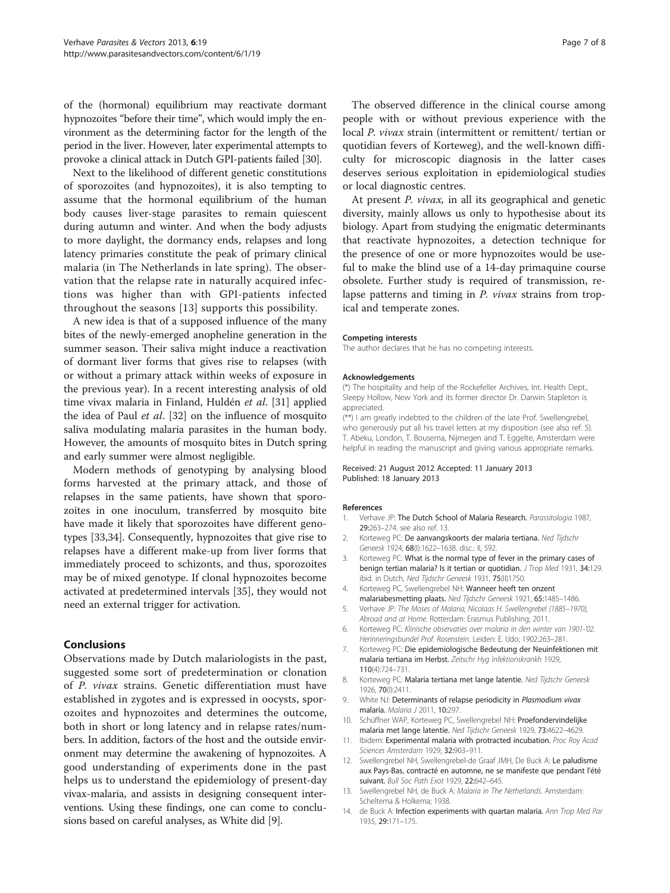of the (hormonal) equilibrium may reactivate dormant hypnozoites "before their time", which would imply the environment as the determining factor for the length of the period in the liver. However, later experimental attempts to provoke a clinical attack in Dutch GPI-patients failed [30].

Next to the likelihood of different genetic constitutions of sporozoites (and hypnozoites), it is also tempting to assume that the hormonal equilibrium of the human body causes liver-stage parasites to remain quiescent during autumn and winter. And when the body adjusts to more daylight, the dormancy ends, relapses and long latency primaries constitute the peak of primary clinical malaria (in The Netherlands in late spring). The observation that the relapse rate in naturally acquired infections was higher than with GPI-patients infected throughout the seasons [13] supports this possibility.

A new idea is that of a supposed influence of the many bites of the newly-emerged anopheline generation in the summer season. Their saliva might induce a reactivation of dormant liver forms that gives rise to relapses (with or without a primary attack within weeks of exposure in the previous year). In a recent interesting analysis of old time vivax malaria in Finland, Huldén *et al*. [31] applied the idea of Paul *et al*. [32] on the influence of mosquito saliva modulating malaria parasites in the human body. However, the amounts of mosquito bites in Dutch spring and early summer were almost negligible.

Modern methods of genotyping by analysing blood forms harvested at the primary attack, and those of relapses in the same patients, have shown that sporozoites in one inoculum, transferred by mosquito bite have made it likely that sporozoites have different genotypes [33,34]. Consequently, hypnozoites that give rise to relapses have a different make-up from liver forms that immediately proceed to schizonts, and thus, sporozoites may be of mixed genotype. If clonal hypnozoites become activated at predetermined intervals [35], they would not need an external trigger for activation.

## Conclusions

Observations made by Dutch malariologists in the past, suggested some sort of predetermination or clonation of *P. vivax* strains. Genetic differentiation must have established in zygotes and is expressed in oocysts, sporozoites and hypnozoites and determines the outcome, both in short or long latency and in relapse rates/numbers. In addition, factors of the host and the outside environment may determine the awakening of hypnozoites. A good understanding of experiments done in the past helps us to understand the epidemiology of present-day vivax-malaria, and assists in designing consequent interventions. Using these findings, one can come to conclusions based on careful analyses, as White did [9].

The observed difference in the clinical course among people with or without previous experience with the local *P. vivax* strain (intermittent or remittent/ tertian or quotidian fevers of Korteweg), and the well-known difficulty for microscopic diagnosis in the latter cases deserves serious exploitation in epidemiological studies or local diagnostic centres.

At present *P. vivax,* in all its geographical and genetic diversity, mainly allows us only to hypothesise about its biology. Apart from studying the enigmatic determinants that reactivate hypnozoites, a detection technique for the presence of one or more hypnozoites would be useful to make the blind use of a 14-day primaquine course obsolete. Further study is required of transmission, relapse patterns and timing in *P. vivax* strains from tropical and temperate zones.

#### Competing interests

The author declares that he has no competing interests.

#### Acknowledgements

(*) The hospitality and help of the Rockefeller Archives, Int. Health Dept., Sleepy Hollow, New York and its former director Dr. Darwin Stapleton is appreciated.

(**) I am greatly indebted to the children of the late Prof. Swellengrebel, who generously put all his travel letters at my disposition (see also ref. 5). T. Abeku, London, T. Bousema, Nijmegen and T. Eggelte, Amsterdam were helpful in reading the manuscript and giving various appropriate remarks.

Received: 21 August 2012 Accepted: 11 January 2013
Published: 18 January 2013

#### References

1. Verhave JP: **The Dutch School of Malaria Research.** *Parassitologia* 1987, **29:**263–274. see also ref. 13.
2. Korteweg PC: **De aanvangskoorts der malaria tertiana.** *Ned Tijdschr Geneesk* 1924, **68**(I):1622–1638. disc.: II, 592.
3. Korteweg PC: **What is the normal type of fever in the primary cases of benign tertian malaria? Is it tertian or quotidian.** *J Trop Med* 1931, **34:**129. ibid. in Dutch, *Ned Tijdschr Geneesk* 1931, **75**(II)1750.
4. Korteweg PC, Swellengrebel NH: **Wanneer heeft ten onzent malariabesmetting plaats.** *Ned Tijdschr Geneesk* 1921, **65:**1485–1486.
5. Verhave JP: *The Moses of Malaria; Nicolaas H. Swellengrebel (1885–1970), Abroad and at Home*. Rotterdam: Erasmus Publishing; 2011.
6. Korteweg PC: *Klinische observaties over malaria in den winter van 1901-'02. Herinneringsbundel Prof. Rosenstein*. Leiden: E. IJdo; 1902:263–281.
7. Korteweg PC: **Die epidemiologische Bedeutung der Neuinfektionen mit malaria tertiana im Herbst.** *Zeitschr Hyg Infektionskrankh* 1929, **110**(4):724–731.
8. Korteweg PC: **Malaria tertiana met lange latentie.** *Ned Tijdschr Geneesk* 1926, **70**(I):2411.
9. White NJ: **Determinants of relapse periodicity in *Plasmodium vivax* malaria.** *Malaria J* 2011, **10:**297.
10. Schüffner WAP, Korteweg PC, Swellengrebel NH: **Proefondervindelijke malaria met lange latentie.** *Ned Tijdschr Geneesk* 1929, **73:**4622–4629.
11. Ibidem: **Experimental malaria with protracted incubation.** *Proc Roy Acad Sciences Amsterdam* 1929, **32:**903–911.
12. Swellengrebel NH, Swellengrebel-de Graaf JMH, De Buck A: **Le paludisme aux Pays-Bas, contracté en automne, ne se manifeste que pendant l'été suivant.** *Bull Soc Path Exot* 1929, **22:**642–645.
13. Swellengrebel NH, de Buck A: *Malaria in The Netherlands*. Amsterdam: Scheltema & Holkema; 1938.
14. de Buck A: **Infection experiments with quartan malaria.** *Ann Trop Med Par* 1935, **29:**171–175.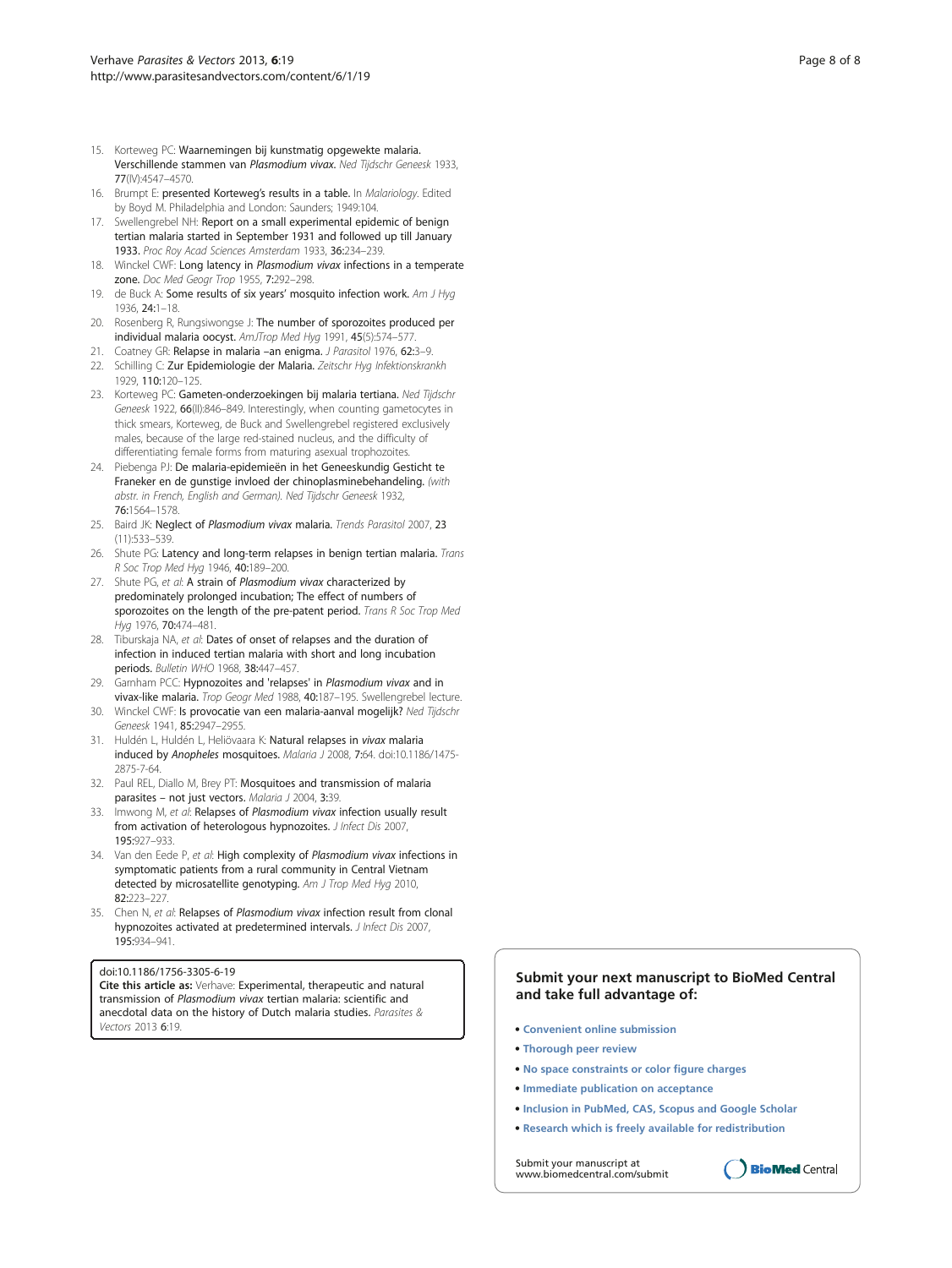15. Korteweg PC: **Waarnemingen bij kunstmatig opgewekte malaria. Verschillende stammen van *Plasmodium vivax*.** *Ned Tijdschr Geneesk* 1933, 77(IV):4547–4570.
16. Brumpt E: **presented Korteweg's results in a table.** In *Malariology*. Edited by Boyd M. Philadelphia and London: Saunders; 1949:104.
17. Swellengrebel NH: **Report on a small experimental epidemic of benign tertian malaria started in September 1931 and followed up till January 1933.** *Proc Roy Acad Sciences Amsterdam* 1933, **36:**234–239.
18. Winckel CWF: **Long latency in *Plasmodium vivax* infections in a temperate zone.** *Doc Med Geogr Trop* 1955, **7:**292–298.
19. de Buck A: **Some results of six years' mosquito infection work.** *Am J Hyg* 1936, **24:**1–18.
20. Rosenberg R, Rungsiwongse J: **The number of sporozoites produced per individual malaria oocyst.** *AmJTrop Med Hyg* 1991, **45**(5):574–577.
21. Coatney GR: **Relapse in malaria –an enigma.** *J Parasitol* 1976, **62:**3–9.
22. Schilling C: **Zur Epidemiologie der Malaria.** *Zeitschr Hyg Infektionskrankh* 1929, **110:**120–125.
23. Korteweg PC: **Gameten-onderzoekingen bij malaria tertiana.** *Ned Tijdschr Geneesk* 1922, **66**(II):846–849. Interestingly, when counting gametocytes in thick smears, Korteweg, de Buck and Swellengrebel registered exclusively males, because of the large red-stained nucleus, and the difficulty of differentiating female forms from maturing asexual trophozoites.
24. Piebenga PJ: **De malaria-epidemieën in het Geneeskundig Gesticht te Franeker en de gunstige invloed der chinoplasminebehandeling.** *(with abstr. in French, English and German). Ned Tijdschr Geneesk* 1932, **76:**1564–1578.
25. Baird JK: **Neglect of *Plasmodium vivax* malaria.** *Trends Parasitol* 2007, **23** (11):533–539.
26. Shute PG: **Latency and long-term relapses in benign tertian malaria.** *Trans R Soc Trop Med Hyg* 1946, **40:**189–200.
27. Shute PG, *et al*: **A strain of *Plasmodium vivax* characterized by predominately prolonged incubation; The effect of numbers of sporozoites on the length of the pre-patent period.** *Trans R Soc Trop Med Hyg* 1976, **70:**474–481.
28. Tiburskaja NA, *et al*: **Dates of onset of relapses and the duration of infection in induced tertian malaria with short and long incubation periods.** *Bulletin WHO* 1968, **38:**447–457.
29. Garnham PCC: **Hypnozoites and 'relapses' in *Plasmodium vivax* and in vivax-like malaria.** *Trop Geogr Med* 1988, **40:**187–195. Swellengrebel lecture.
30. Winckel CWF: **Is provocatie van een malaria-aanval mogelijk?** *Ned Tijdschr Geneesk* 1941, **85:**2947–2955.
31. Huldén L, Huldén L, Heliövaara K: **Natural relapses in *vivax* malaria induced by *Anopheles* mosquitoes.** *Malaria J* 2008, **7:**64. doi:10.1186/1475-2875-7-64.
32. Paul REL, Diallo M, Brey PT: **Mosquitoes and transmission of malaria parasites – not just vectors.** *Malaria J* 2004, **3:**39.
33. Imwong M, *et al*: **Relapses of *Plasmodium vivax* infection usually result from activation of heterologous hypnozoites.** *J Infect Dis* 2007, **195:**927–933.
34. Van den Eede P, *et al*: **High complexity of *Plasmodium vivax* infections in symptomatic patients from a rural community in Central Vietnam detected by microsatellite genotyping.** *Am J Trop Med Hyg* 2010, **82:**223–227.
35. Chen N, *et al*: **Relapses of *Plasmodium vivax* infection result from clonal hypnozoites activated at predetermined intervals.** *J Infect Dis* 2007, **195:**934–941.

doi:10.1186/1756-3305-6-19

**Cite this article as:** Verhave: Experimental, therapeutic and natural transmission of *Plasmodium vivax* tertian malaria: scientific and anecdotal data on the history of Dutch malaria studies. *Parasites & Vectors* 2013 **6:**19.

**Submit your next manuscript to BioMed Central and take full advantage of:**

- **Convenient online submission**
- **Thorough peer review**
- **No space constraints or color figure charges**
- **Immediate publication on acceptance**
- **Inclusion in PubMed, CAS, Scopus and Google Scholar**
- **Research which is freely available for redistribution**

Submit your manuscript at www.biomedcentral.com/submit

BioMed Central